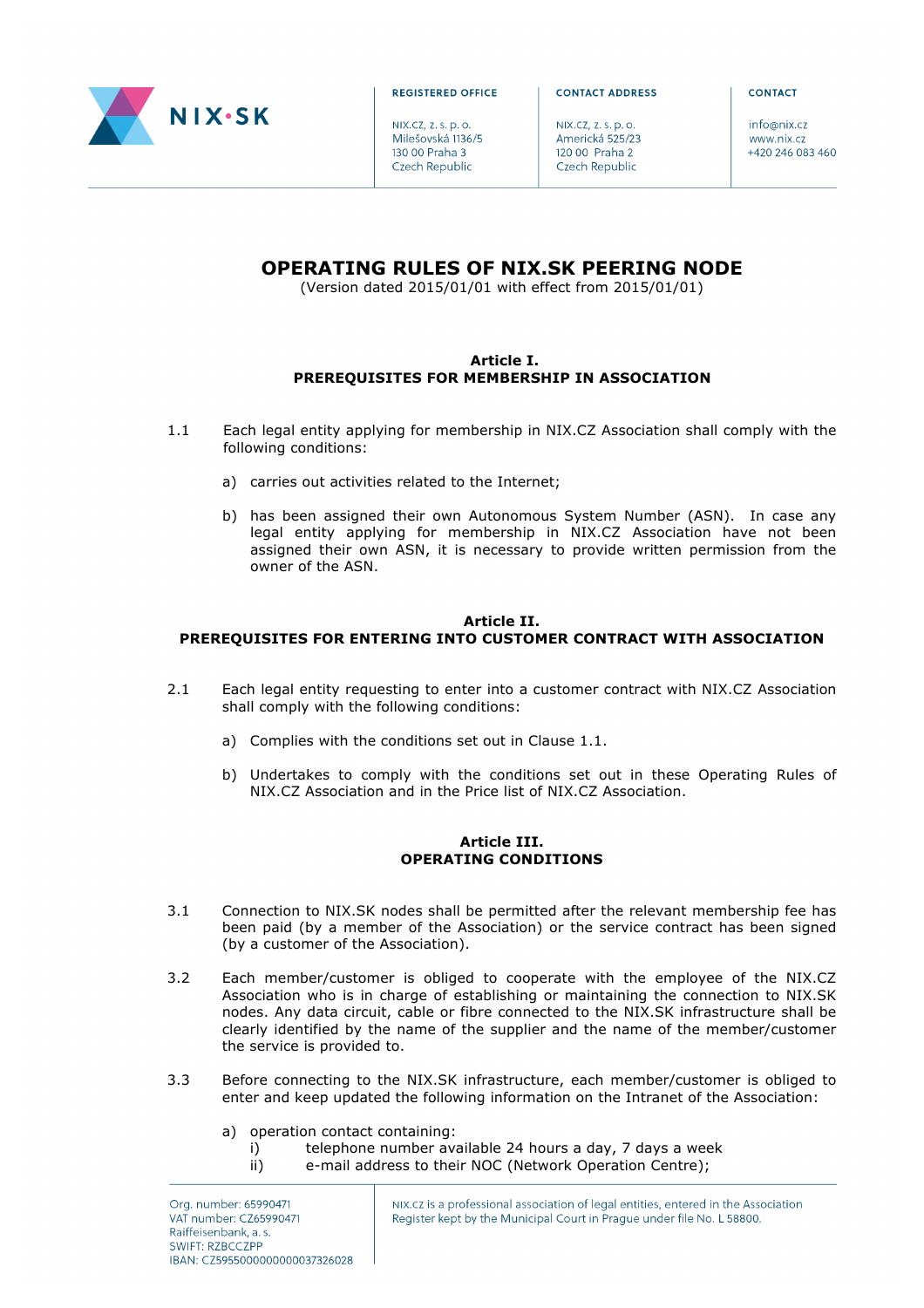# OPERATING RULES OF NIX.SK PEERING NODE

(Version dated 2015/01/01 with effect from 2015/01/01)

## Article I.
## PREREQUISITES FOR MEMBERSHIP IN ASSOCIATION

1.1 Each legal entity applying for membership in NIX.CZ Association shall comply with the following conditions:

a) carries out activities related to the Internet;

b) has been assigned their own Autonomous System Number (ASN). In case any legal entity applying for membership in NIX.CZ Association have not been assigned their own ASN, it is necessary to provide written permission from the owner of the ASN.

## Article II.
## PREREQUISITES FOR ENTERING INTO CUSTOMER CONTRACT WITH ASSOCIATION

2.1 Each legal entity requesting to enter into a customer contract with NIX.CZ Association shall comply with the following conditions:

a) Complies with the conditions set out in Clause 1.1.

b) Undertakes to comply with the conditions set out in these Operating Rules of NIX.CZ Association and in the Price list of NIX.CZ Association.

## Article III.
## OPERATING CONDITIONS

3.1 Connection to NIX.SK nodes shall be permitted after the relevant membership fee has been paid (by a member of the Association) or the service contract has been signed (by a customer of the Association).

3.2 Each member/customer is obliged to cooperate with the employee of the NIX.CZ Association who is in charge of establishing or maintaining the connection to NIX.SK nodes. Any data circuit, cable or fibre connected to the NIX.SK infrastructure shall be clearly identified by the name of the supplier and the name of the member/customer the service is provided to.

3.3 Before connecting to the NIX.SK infrastructure, each member/customer is obliged to enter and keep updated the following information on the Intranet of the Association:

a) operation contact containing:
   i) telephone number available 24 hours a day, 7 days a week
   ii) e-mail address to their NOC (Network Operation Centre);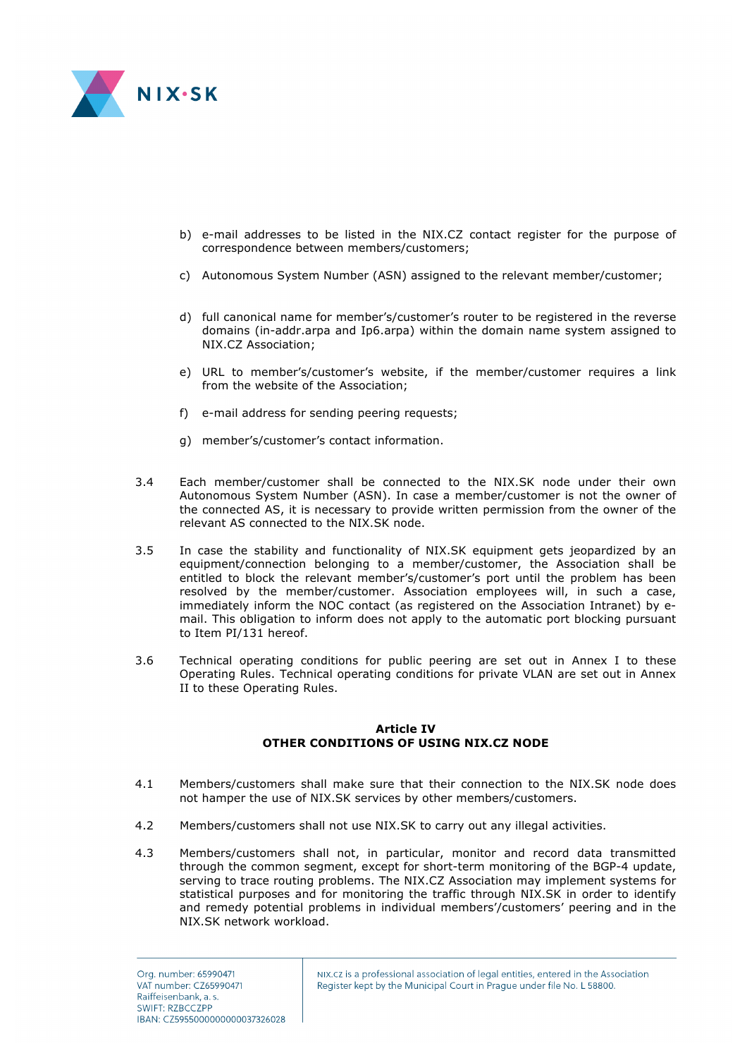b) e-mail addresses to be listed in the NIX.CZ contact register for the purpose of correspondence between members/customers;

c) Autonomous System Number (ASN) assigned to the relevant member/customer;

d) full canonical name for member's/customer's router to be registered in the reverse domains (in-addr.arpa and Ip6.arpa) within the domain name system assigned to NIX.CZ Association;

e) URL to member's/customer's website, if the member/customer requires a link from the website of the Association;

f) e-mail address for sending peering requests;

g) member's/customer's contact information.

3.4 Each member/customer shall be connected to the NIX.SK node under their own Autonomous System Number (ASN). In case a member/customer is not the owner of the connected AS, it is necessary to provide written permission from the owner of the relevant AS connected to the NIX.SK node.

3.5 In case the stability and functionality of NIX.SK equipment gets jeopardized by an equipment/connection belonging to a member/customer, the Association shall be entitled to block the relevant member's/customer's port until the problem has been resolved by the member/customer. Association employees will, in such a case, immediately inform the NOC contact (as registered on the Association Intranet) by e-mail. This obligation to inform does not apply to the automatic port blocking pursuant to Item PI/131 hereof.

3.6 Technical operating conditions for public peering are set out in Annex I to these Operating Rules. Technical operating conditions for private VLAN are set out in Annex II to these Operating Rules.

## Article IV
## OTHER CONDITIONS OF USING NIX.CZ NODE

4.1 Members/customers shall make sure that their connection to the NIX.SK node does not hamper the use of NIX.SK services by other members/customers.

4.2 Members/customers shall not use NIX.SK to carry out any illegal activities.

4.3 Members/customers shall not, in particular, monitor and record data transmitted through the common segment, except for short-term monitoring of the BGP-4 update, serving to trace routing problems. The NIX.CZ Association may implement systems for statistical purposes and for monitoring the traffic through NIX.SK in order to identify and remedy potential problems in individual members'/customers' peering and in the NIX.SK network workload.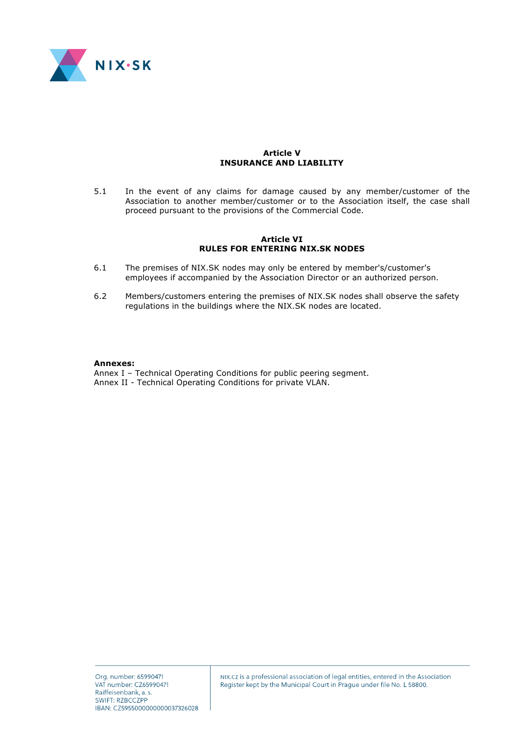## Article V
## INSURANCE AND LIABILITY

5.1 In the event of any claims for damage caused by any member/customer of the Association to another member/customer or to the Association itself, the case shall proceed pursuant to the provisions of the Commercial Code.

## Article VI
## RULES FOR ENTERING NIX.SK NODES

6.1 The premises of NIX.SK nodes may only be entered by member's/customer's employees if accompanied by the Association Director or an authorized person.

6.2 Members/customers entering the premises of NIX.SK nodes shall observe the safety regulations in the buildings where the NIX.SK nodes are located.

**Annexes:**
Annex I – Technical Operating Conditions for public peering segment.
Annex II - Technical Operating Conditions for private VLAN.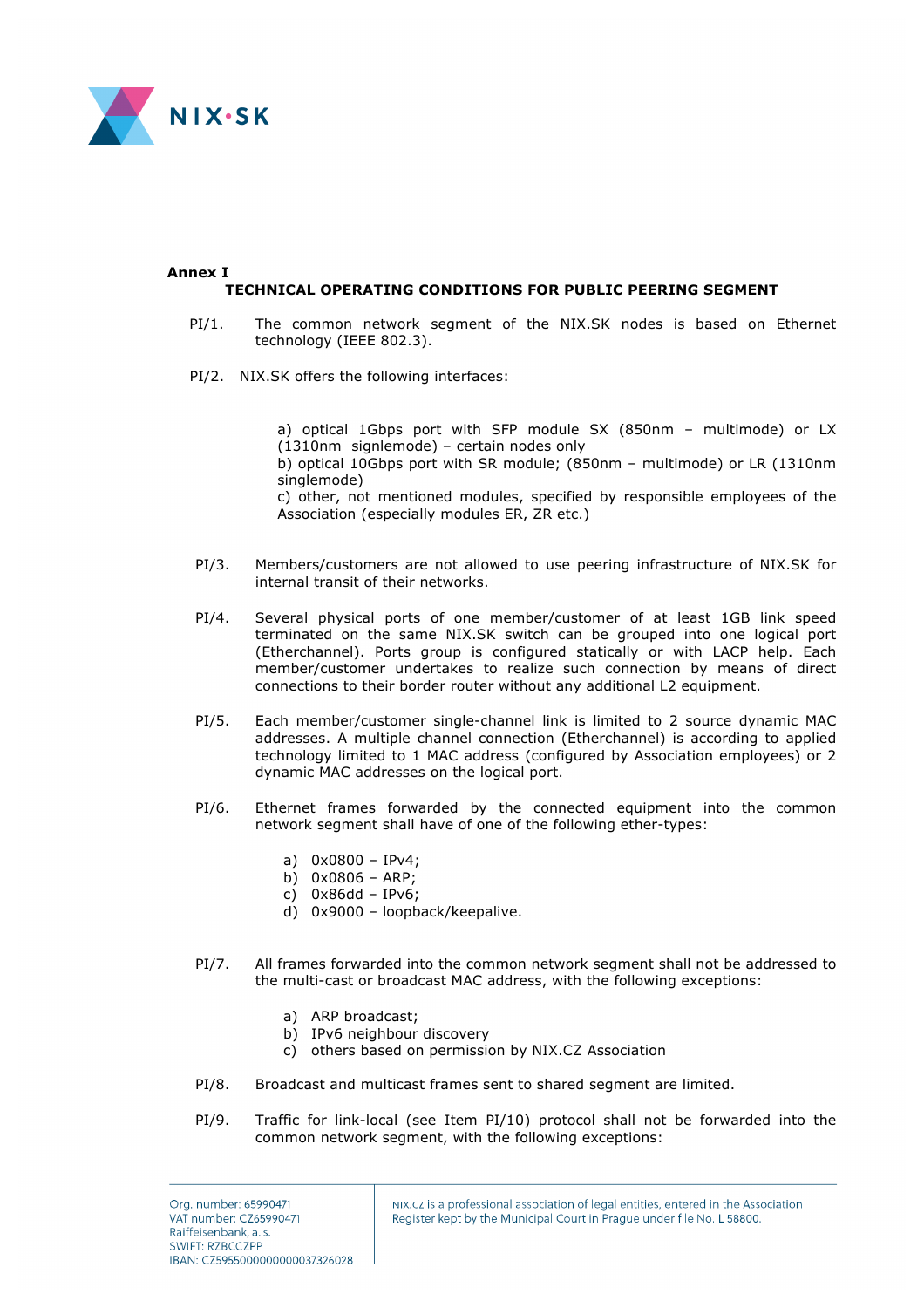**Annex I**

**TECHNICAL OPERATING CONDITIONS FOR PUBLIC PEERING SEGMENT**

PI/1. The common network segment of the NIX.SK nodes is based on Ethernet technology (IEEE 802.3).

PI/2. NIX.SK offers the following interfaces:

a) optical 1Gbps port with SFP module SX (850nm – multimode) or LX (1310nm signlemode) – certain nodes only
b) optical 10Gbps port with SR module; (850nm – multimode) or LR (1310nm singlemode)
c) other, not mentioned modules, specified by responsible employees of the Association (especially modules ER, ZR etc.)

PI/3. Members/customers are not allowed to use peering infrastructure of NIX.SK for internal transit of their networks.

PI/4. Several physical ports of one member/customer of at least 1GB link speed terminated on the same NIX.SK switch can be grouped into one logical port (Etherchannel). Ports group is configured statically or with LACP help. Each member/customer undertakes to realize such connection by means of direct connections to their border router without any additional L2 equipment.

PI/5. Each member/customer single-channel link is limited to 2 source dynamic MAC addresses. A multiple channel connection (Etherchannel) is according to applied technology limited to 1 MAC address (configured by Association employees) or 2 dynamic MAC addresses on the logical port.

PI/6. Ethernet frames forwarded by the connected equipment into the common network segment shall have of one of the following ether-types:

a) 0x0800 – IPv4;
b) 0x0806 – ARP;
c) 0x86dd – IPv6;
d) 0x9000 – loopback/keepalive.

PI/7. All frames forwarded into the common network segment shall not be addressed to the multi-cast or broadcast MAC address, with the following exceptions:

a) ARP broadcast;
b) IPv6 neighbour discovery
c) others based on permission by NIX.CZ Association

PI/8. Broadcast and multicast frames sent to shared segment are limited.

PI/9. Traffic for link-local (see Item PI/10) protocol shall not be forwarded into the common network segment, with the following exceptions: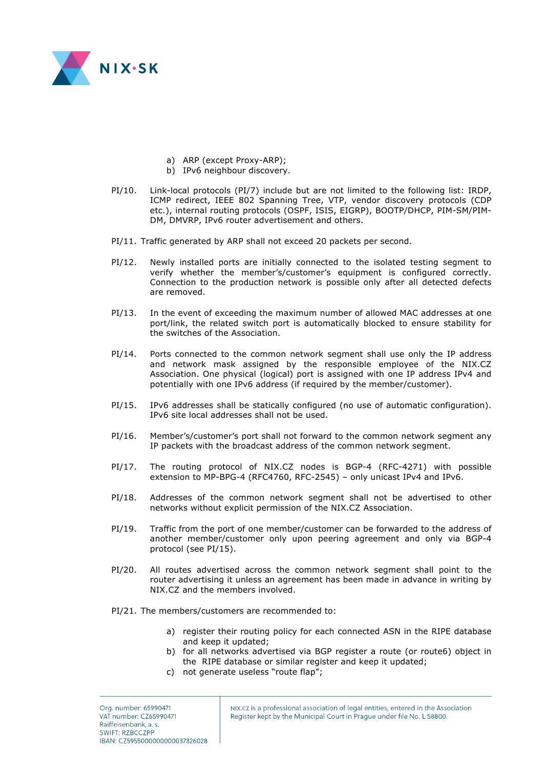a) ARP (except Proxy-ARP);
b) IPv6 neighbour discovery.

PI/10. Link-local protocols (PI/7) include but are not limited to the following list: IRDP, ICMP redirect, IEEE 802 Spanning Tree, VTP, vendor discovery protocols (CDP etc.), internal routing protocols (OSPF, ISIS, EIGRP), BOOTP/DHCP, PIM-SM/PIM-DM, DMVRP, IPv6 router advertisement and others.

PI/11. Traffic generated by ARP shall not exceed 20 packets per second.

PI/12. Newly installed ports are initially connected to the isolated testing segment to verify whether the member's/customer's equipment is configured correctly. Connection to the production network is possible only after all detected defects are removed.

PI/13. In the event of exceeding the maximum number of allowed MAC addresses at one port/link, the related switch port is automatically blocked to ensure stability for the switches of the Association.

PI/14. Ports connected to the common network segment shall use only the IP address and network mask assigned by the responsible employee of the NIX.CZ Association. One physical (logical) port is assigned with one IP address IPv4 and potentially with one IPv6 address (if required by the member/customer).

PI/15. IPv6 addresses shall be statically configured (no use of automatic configuration). IPv6 site local addresses shall not be used.

PI/16. Member's/customer's port shall not forward to the common network segment any IP packets with the broadcast address of the common network segment.

PI/17. The routing protocol of NIX.CZ nodes is BGP-4 (RFC-4271) with possible extension to MP-BPG-4 (RFC4760, RFC-2545) – only unicast IPv4 and IPv6.

PI/18. Addresses of the common network segment shall not be advertised to other networks without explicit permission of the NIX.CZ Association.

PI/19. Traffic from the port of one member/customer can be forwarded to the address of another member/customer only upon peering agreement and only via BGP-4 protocol (see PI/15).

PI/20. All routes advertised across the common network segment shall point to the router advertising it unless an agreement has been made in advance in writing by NIX.CZ and the members involved.

PI/21. The members/customers are recommended to:

a) register their routing policy for each connected ASN in the RIPE database and keep it updated;
b) for all networks advertised via BGP register a route (or route6) object in the RIPE database or similar register and keep it updated;
c) not generate useless "route flap";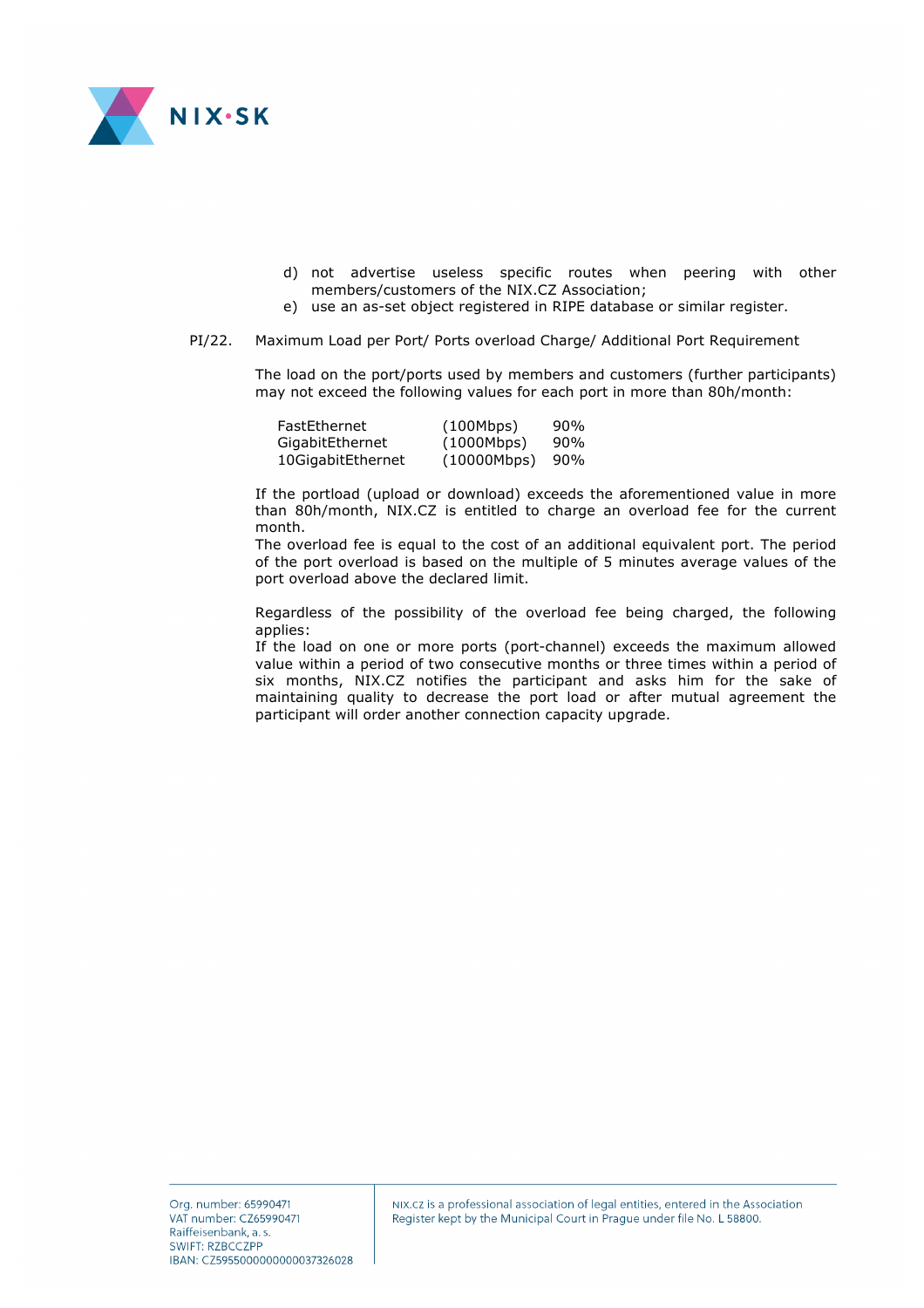d) not advertise useless specific routes when peering with other members/customers of the NIX.CZ Association;
e) use an as-set object registered in RIPE database or similar register.

PI/22. Maximum Load per Port/ Ports overload Charge/ Additional Port Requirement

The load on the port/ports used by members and customers (further participants) may not exceed the following values for each port in more than 80h/month:

| | | |
|---|---|---|
| FastEthernet | (100Mbps) | 90% |
| GigabitEthernet | (1000Mbps) | 90% |
| 10GigabitEthernet | (10000Mbps) | 90% |

If the portload (upload or download) exceeds the aforementioned value in more than 80h/month, NIX.CZ is entitled to charge an overload fee for the current month.
The overload fee is equal to the cost of an additional equivalent port. The period of the port overload is based on the multiple of 5 minutes average values of the port overload above the declared limit.

Regardless of the possibility of the overload fee being charged, the following applies:
If the load on one or more ports (port-channel) exceeds the maximum allowed value within a period of two consecutive months or three times within a period of six months, NIX.CZ notifies the participant and asks him for the sake of maintaining quality to decrease the port load or after mutual agreement the participant will order another connection capacity upgrade.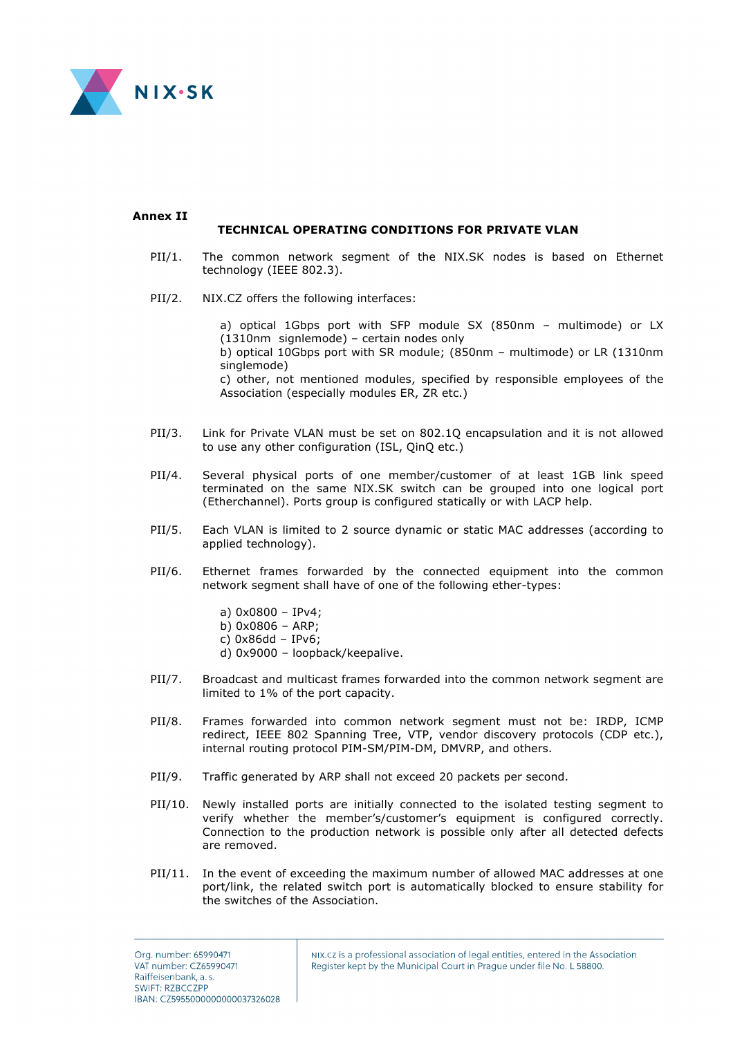**Annex II**

**TECHNICAL OPERATING CONDITIONS FOR PRIVATE VLAN**

PII/1. The common network segment of the NIX.SK nodes is based on Ethernet technology (IEEE 802.3).

PII/2. NIX.CZ offers the following interfaces:

a) optical 1Gbps port with SFP module SX (850nm – multimode) or LX (1310nm signlemode) – certain nodes only
b) optical 10Gbps port with SR module; (850nm – multimode) or LR (1310nm singlemode)
c) other, not mentioned modules, specified by responsible employees of the Association (especially modules ER, ZR etc.)

PII/3. Link for Private VLAN must be set on 802.1Q encapsulation and it is not allowed to use any other configuration (ISL, QinQ etc.)

PII/4. Several physical ports of one member/customer of at least 1GB link speed terminated on the same NIX.SK switch can be grouped into one logical port (Etherchannel). Ports group is configured statically or with LACP help.

PII/5. Each VLAN is limited to 2 source dynamic or static MAC addresses (according to applied technology).

PII/6. Ethernet frames forwarded by the connected equipment into the common network segment shall have of one of the following ether-types:

a) 0x0800 – IPv4;
b) 0x0806 – ARP;
c) 0x86dd – IPv6;
d) 0x9000 – loopback/keepalive.

PII/7. Broadcast and multicast frames forwarded into the common network segment are limited to 1% of the port capacity.

PII/8. Frames forwarded into common network segment must not be: IRDP, ICMP redirect, IEEE 802 Spanning Tree, VTP, vendor discovery protocols (CDP etc.), internal routing protocol PIM-SM/PIM-DM, DMVRP, and others.

PII/9. Traffic generated by ARP shall not exceed 20 packets per second.

PII/10. Newly installed ports are initially connected to the isolated testing segment to verify whether the member's/customer's equipment is configured correctly. Connection to the production network is possible only after all detected defects are removed.

PII/11. In the event of exceeding the maximum number of allowed MAC addresses at one port/link, the related switch port is automatically blocked to ensure stability for the switches of the Association.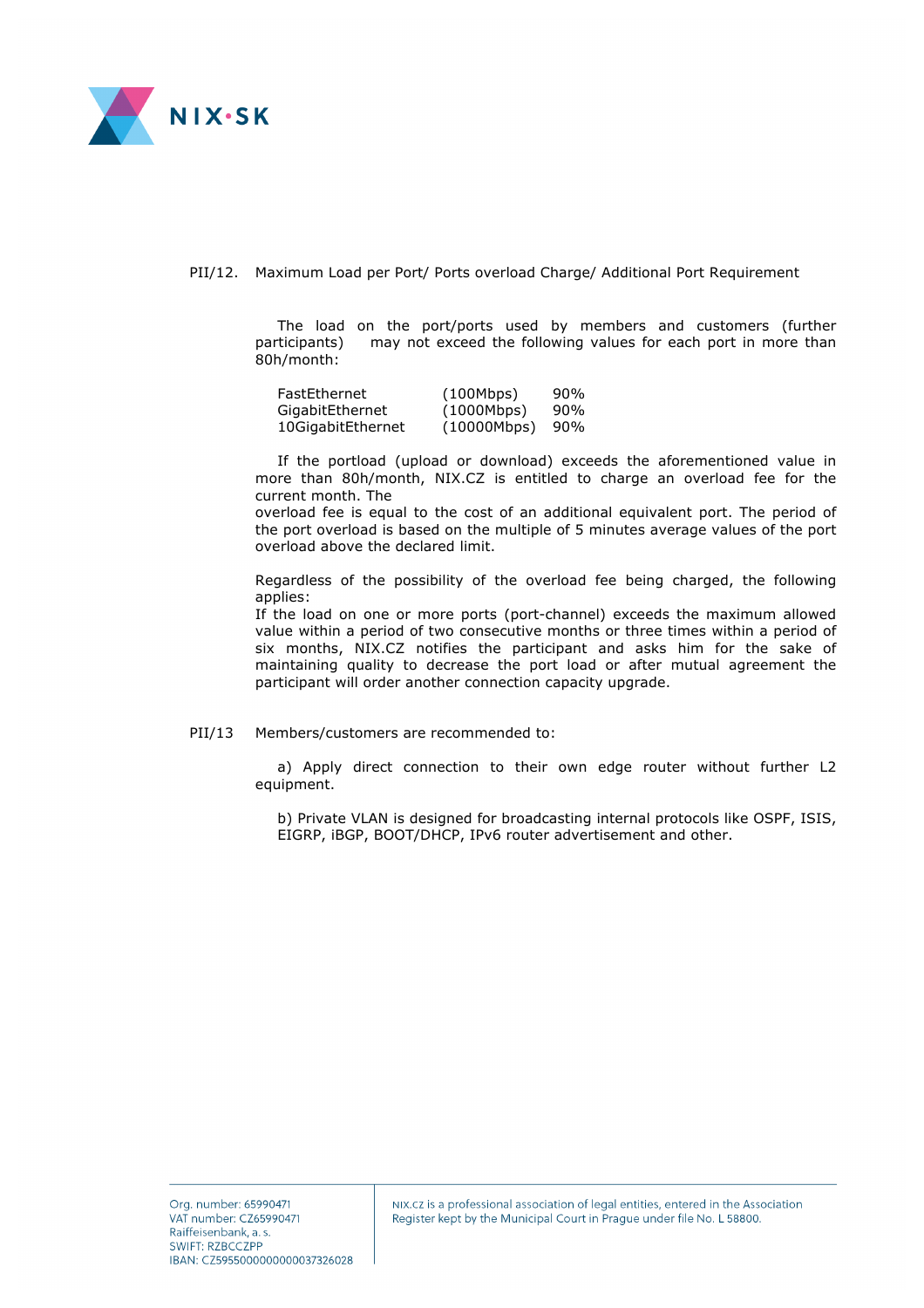PII/12. Maximum Load per Port/ Ports overload Charge/ Additional Port Requirement

The load on the port/ports used by members and customers (further participants) may not exceed the following values for each port in more than 80h/month:

| | | |
|---|---|---|
| FastEthernet | (100Mbps) | 90% |
| GigabitEthernet | (1000Mbps) | 90% |
| 10GigabitEthernet | (10000Mbps) | 90% |

If the portload (upload or download) exceeds the aforementioned value in more than 80h/month, NIX.CZ is entitled to charge an overload fee for the current month. The overload fee is equal to the cost of an additional equivalent port. The period of the port overload is based on the multiple of 5 minutes average values of the port overload above the declared limit.

Regardless of the possibility of the overload fee being charged, the following applies:
If the load on one or more ports (port-channel) exceeds the maximum allowed value within a period of two consecutive months or three times within a period of six months, NIX.CZ notifies the participant and asks him for the sake of maintaining quality to decrease the port load or after mutual agreement the participant will order another connection capacity upgrade.

PII/13 Members/customers are recommended to:

a) Apply direct connection to their own edge router without further L2 equipment.

b) Private VLAN is designed for broadcasting internal protocols like OSPF, ISIS, EIGRP, iBGP, BOOT/DHCP, IPv6 router advertisement and other.